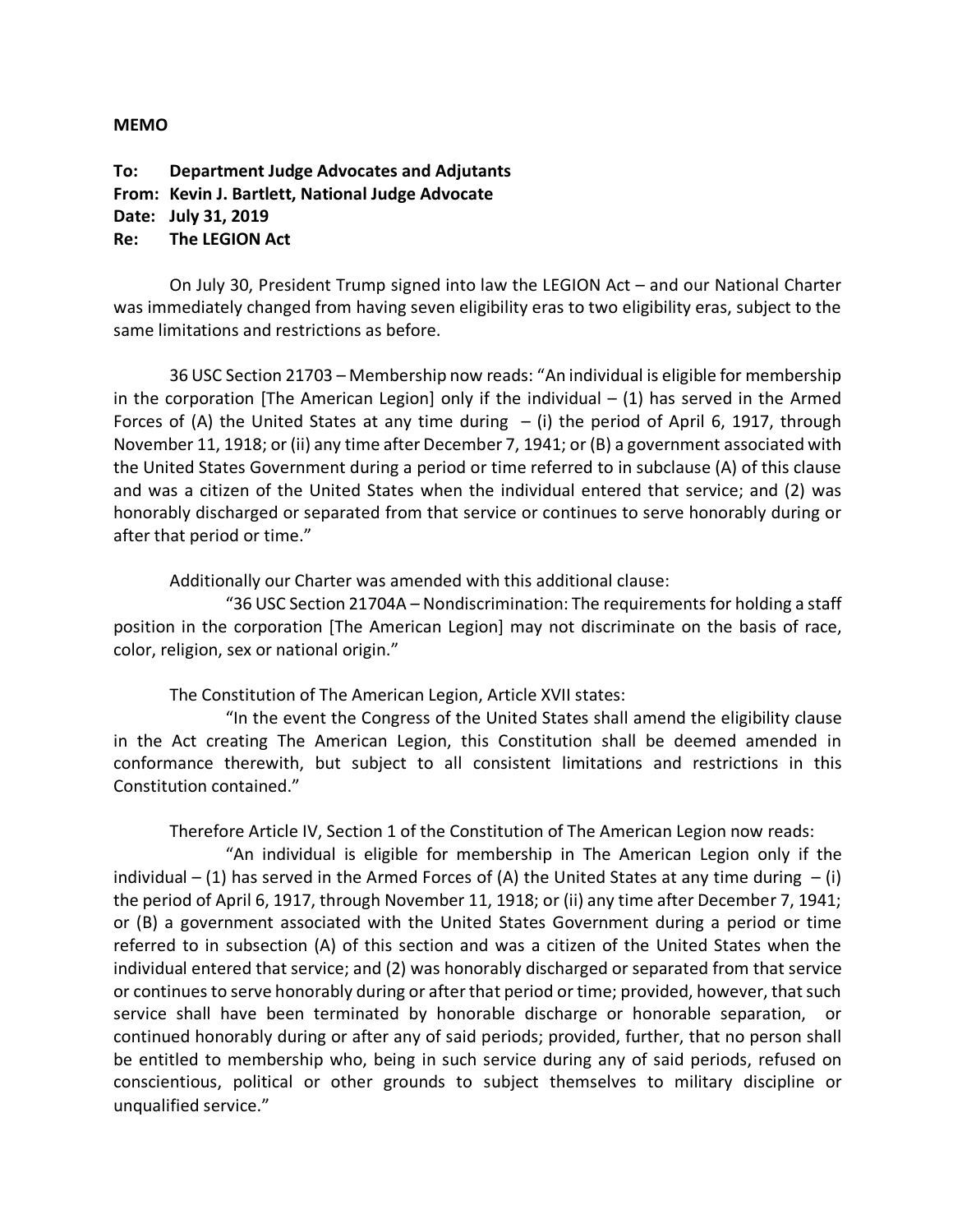**MEMO**

**To: Department Judge Advocates and Adjutants**
**From: Kevin J. Bartlett, National Judge Advocate**
**Date: July 31, 2019**
**Re: The LEGION Act**

On July 30, President Trump signed into law the LEGION Act – and our National Charter was immediately changed from having seven eligibility eras to two eligibility eras, subject to the same limitations and restrictions as before.

36 USC Section 21703 – Membership now reads: "An individual is eligible for membership in the corporation [The American Legion] only if the individual – (1) has served in the Armed Forces of (A) the United States at any time during – (i) the period of April 6, 1917, through November 11, 1918; or (ii) any time after December 7, 1941; or (B) a government associated with the United States Government during a period or time referred to in subclause (A) of this clause and was a citizen of the United States when the individual entered that service; and (2) was honorably discharged or separated from that service or continues to serve honorably during or after that period or time."

Additionally our Charter was amended with this additional clause:

> "36 USC Section 21704A – Nondiscrimination: The requirements for holding a staff position in the corporation [The American Legion] may not discriminate on the basis of race, color, religion, sex or national origin."

The Constitution of The American Legion, Article XVII states:

> "In the event the Congress of the United States shall amend the eligibility clause in the Act creating The American Legion, this Constitution shall be deemed amended in conformance therewith, but subject to all consistent limitations and restrictions in this Constitution contained."

Therefore Article IV, Section 1 of the Constitution of The American Legion now reads:

> "An individual is eligible for membership in The American Legion only if the individual – (1) has served in the Armed Forces of (A) the United States at any time during – (i) the period of April 6, 1917, through November 11, 1918; or (ii) any time after December 7, 1941; or (B) a government associated with the United States Government during a period or time referred to in subsection (A) of this section and was a citizen of the United States when the individual entered that service; and (2) was honorably discharged or separated from that service or continues to serve honorably during or after that period or time; provided, however, that such service shall have been terminated by honorable discharge or honorable separation, or continued honorably during or after any of said periods; provided, further, that no person shall be entitled to membership who, being in such service during any of said periods, refused on conscientious, political or other grounds to subject themselves to military discipline or unqualified service."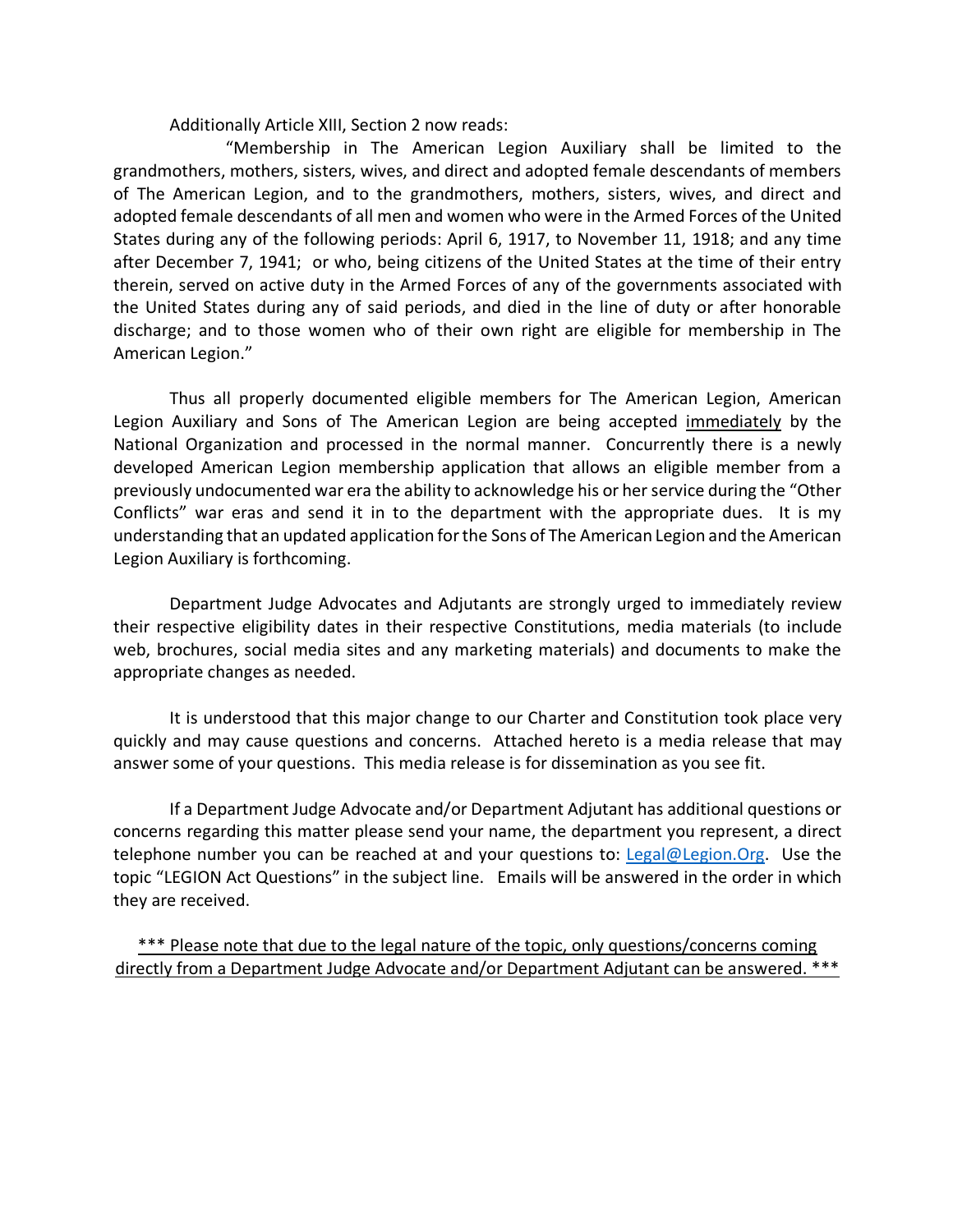Additionally Article XIII, Section 2 now reads:

"Membership in The American Legion Auxiliary shall be limited to the grandmothers, mothers, sisters, wives, and direct and adopted female descendants of members of The American Legion, and to the grandmothers, mothers, sisters, wives, and direct and adopted female descendants of all men and women who were in the Armed Forces of the United States during any of the following periods: April 6, 1917, to November 11, 1918; and any time after December 7, 1941; or who, being citizens of the United States at the time of their entry therein, served on active duty in the Armed Forces of any of the governments associated with the United States during any of said periods, and died in the line of duty or after honorable discharge; and to those women who of their own right are eligible for membership in The American Legion."

Thus all properly documented eligible members for The American Legion, American Legion Auxiliary and Sons of The American Legion are being accepted <u>immediately</u> by the National Organization and processed in the normal manner. Concurrently there is a newly developed American Legion membership application that allows an eligible member from a previously undocumented war era the ability to acknowledge his or her service during the "Other Conflicts" war eras and send it in to the department with the appropriate dues. It is my understanding that an updated application for the Sons of The American Legion and the American Legion Auxiliary is forthcoming.

Department Judge Advocates and Adjutants are strongly urged to immediately review their respective eligibility dates in their respective Constitutions, media materials (to include web, brochures, social media sites and any marketing materials) and documents to make the appropriate changes as needed.

It is understood that this major change to our Charter and Constitution took place very quickly and may cause questions and concerns. Attached hereto is a media release that may answer some of your questions. This media release is for dissemination as you see fit.

If a Department Judge Advocate and/or Department Adjutant has additional questions or concerns regarding this matter please send your name, the department you represent, a direct telephone number you can be reached at and your questions to: Legal@Legion.Org. Use the topic "LEGION Act Questions" in the subject line. Emails will be answered in the order in which they are received.

<u>*** Please note that due to the legal nature of the topic, only questions/concerns coming directly from a Department Judge Advocate and/or Department Adjutant can be answered. ***</u>